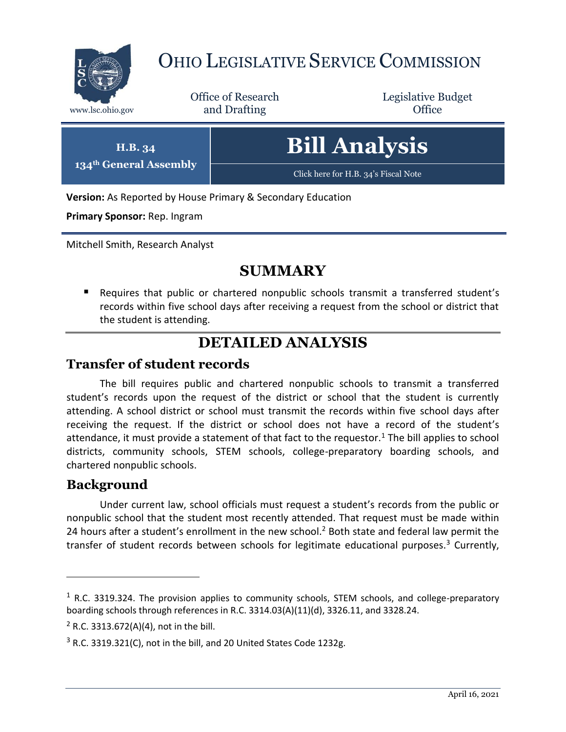# Ohio Legislative Service Commission

www.lsc.ohio.gov

Office of Research and Drafting

Legislative Budget Office

**H.B. 34**
**134th General Assembly**

# Bill Analysis

Click here for H.B. 34's Fiscal Note

**Version:** As Reported by House Primary & Secondary Education

**Primary Sponsor:** Rep. Ingram

Mitchell Smith, Research Analyst

## SUMMARY

- Requires that public or chartered nonpublic schools transmit a transferred student's records within five school days after receiving a request from the school or district that the student is attending.

## DETAILED ANALYSIS

### Transfer of student records

The bill requires public and chartered nonpublic schools to transmit a transferred student's records upon the request of the district or school that the student is currently attending. A school district or school must transmit the records within five school days after receiving the request. If the district or school does not have a record of the student's attendance, it must provide a statement of that fact to the requestor.[1] The bill applies to school districts, community schools, STEM schools, college-preparatory boarding schools, and chartered nonpublic schools.

### Background

Under current law, school officials must request a student's records from the public or nonpublic school that the student most recently attended. That request must be made within 24 hours after a student's enrollment in the new school.[2] Both state and federal law permit the transfer of student records between schools for legitimate educational purposes.[3] Currently,

---

[1] R.C. 3319.324. The provision applies to community schools, STEM schools, and college-preparatory boarding schools through references in R.C. 3314.03(A)(11)(d), 3326.11, and 3328.24.

[2] R.C. 3313.672(A)(4), not in the bill.

[3] R.C. 3319.321(C), not in the bill, and 20 United States Code 1232g.

April 16, 2021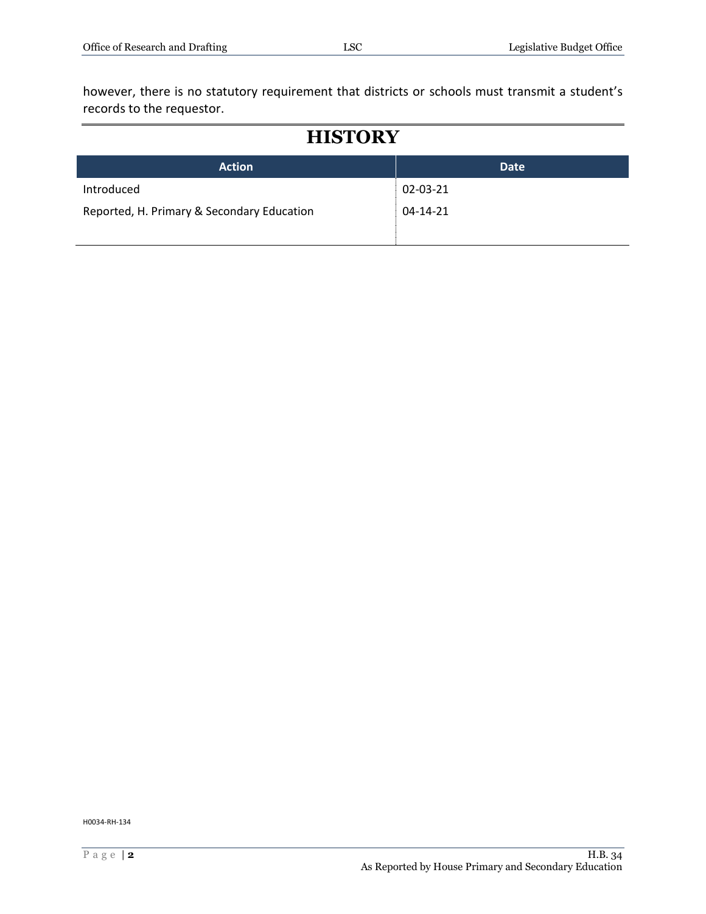however, there is no statutory requirement that districts or schools must transmit a student's records to the requestor.

# HISTORY

| Action | Date |
| --- | --- |
| Introduced | 02-03-21 |
| Reported, H. Primary & Secondary Education | 04-14-21 |

H0034-RH-134